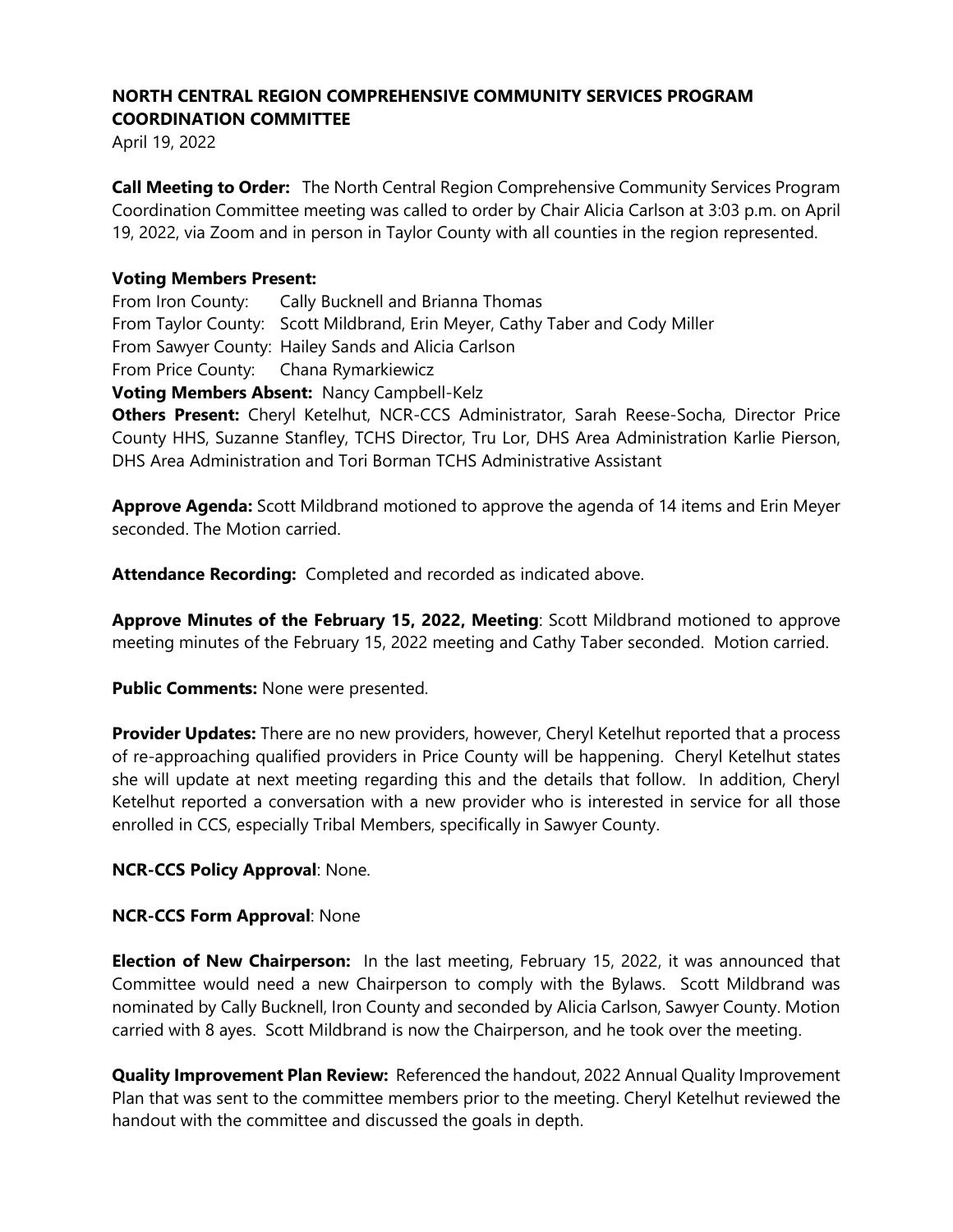**NORTH CENTRAL REGION COMPREHENSIVE COMMUNITY SERVICES PROGRAM COORDINATION COMMITTEE**

April 19, 2022

**Call Meeting to Order:** The North Central Region Comprehensive Community Services Program Coordination Committee meeting was called to order by Chair Alicia Carlson at 3:03 p.m. on April 19, 2022, via Zoom and in person in Taylor County with all counties in the region represented.

**Voting Members Present:**

From Iron County: Cally Bucknell and Brianna Thomas
From Taylor County: Scott Mildbrand, Erin Meyer, Cathy Taber and Cody Miller
From Sawyer County: Hailey Sands and Alicia Carlson
From Price County: Chana Rymarkiewicz

**Voting Members Absent:** Nancy Campbell-Kelz

**Others Present:** Cheryl Ketelhut, NCR-CCS Administrator, Sarah Reese-Socha, Director Price County HHS, Suzanne Stanfley, TCHS Director, Tru Lor, DHS Area Administration Karlie Pierson, DHS Area Administration and Tori Borman TCHS Administrative Assistant

**Approve Agenda:** Scott Mildbrand motioned to approve the agenda of 14 items and Erin Meyer seconded. The Motion carried.

**Attendance Recording:** Completed and recorded as indicated above.

**Approve Minutes of the February 15, 2022, Meeting**: Scott Mildbrand motioned to approve meeting minutes of the February 15, 2022 meeting and Cathy Taber seconded. Motion carried.

**Public Comments:** None were presented.

**Provider Updates:** There are no new providers, however, Cheryl Ketelhut reported that a process of re-approaching qualified providers in Price County will be happening. Cheryl Ketelhut states she will update at next meeting regarding this and the details that follow. In addition, Cheryl Ketelhut reported a conversation with a new provider who is interested in service for all those enrolled in CCS, especially Tribal Members, specifically in Sawyer County.

**NCR-CCS Policy Approval**: None.

**NCR-CCS Form Approval**: None

**Election of New Chairperson:** In the last meeting, February 15, 2022, it was announced that Committee would need a new Chairperson to comply with the Bylaws. Scott Mildbrand was nominated by Cally Bucknell, Iron County and seconded by Alicia Carlson, Sawyer County. Motion carried with 8 ayes. Scott Mildbrand is now the Chairperson, and he took over the meeting.

**Quality Improvement Plan Review:** Referenced the handout, 2022 Annual Quality Improvement Plan that was sent to the committee members prior to the meeting. Cheryl Ketelhut reviewed the handout with the committee and discussed the goals in depth.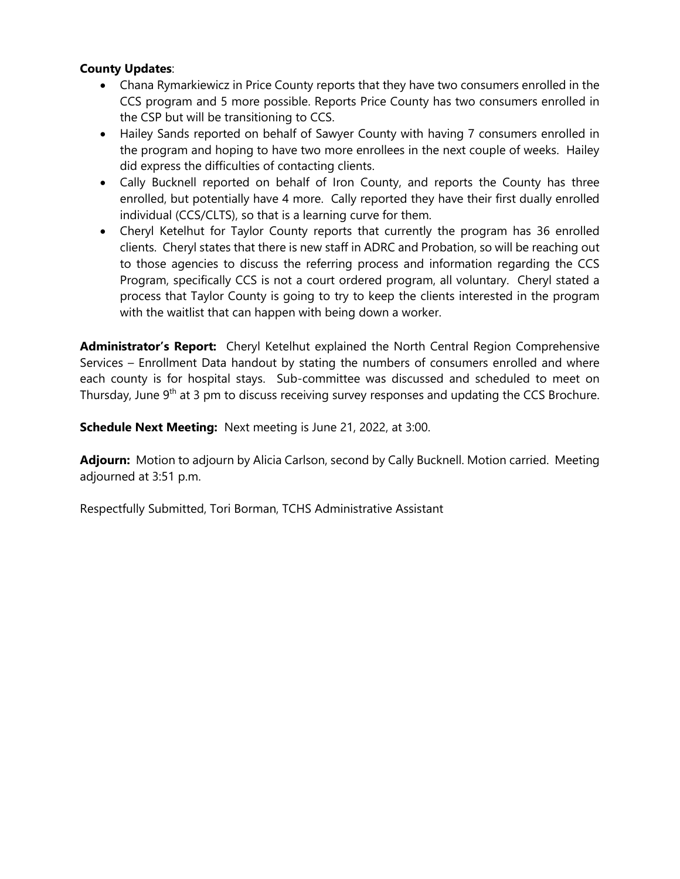**County Updates**:

- Chana Rymarkiewicz in Price County reports that they have two consumers enrolled in the CCS program and 5 more possible. Reports Price County has two consumers enrolled in the CSP but will be transitioning to CCS.
- Hailey Sands reported on behalf of Sawyer County with having 7 consumers enrolled in the program and hoping to have two more enrollees in the next couple of weeks. Hailey did express the difficulties of contacting clients.
- Cally Bucknell reported on behalf of Iron County, and reports the County has three enrolled, but potentially have 4 more. Cally reported they have their first dually enrolled individual (CCS/CLTS), so that is a learning curve for them.
- Cheryl Ketelhut for Taylor County reports that currently the program has 36 enrolled clients. Cheryl states that there is new staff in ADRC and Probation, so will be reaching out to those agencies to discuss the referring process and information regarding the CCS Program, specifically CCS is not a court ordered program, all voluntary. Cheryl stated a process that Taylor County is going to try to keep the clients interested in the program with the waitlist that can happen with being down a worker.

**Administrator's Report:** Cheryl Ketelhut explained the North Central Region Comprehensive Services – Enrollment Data handout by stating the numbers of consumers enrolled and where each county is for hospital stays. Sub-committee was discussed and scheduled to meet on Thursday, June 9th at 3 pm to discuss receiving survey responses and updating the CCS Brochure.

**Schedule Next Meeting:** Next meeting is June 21, 2022, at 3:00.

**Adjourn:** Motion to adjourn by Alicia Carlson, second by Cally Bucknell. Motion carried. Meeting adjourned at 3:51 p.m.

Respectfully Submitted, Tori Borman, TCHS Administrative Assistant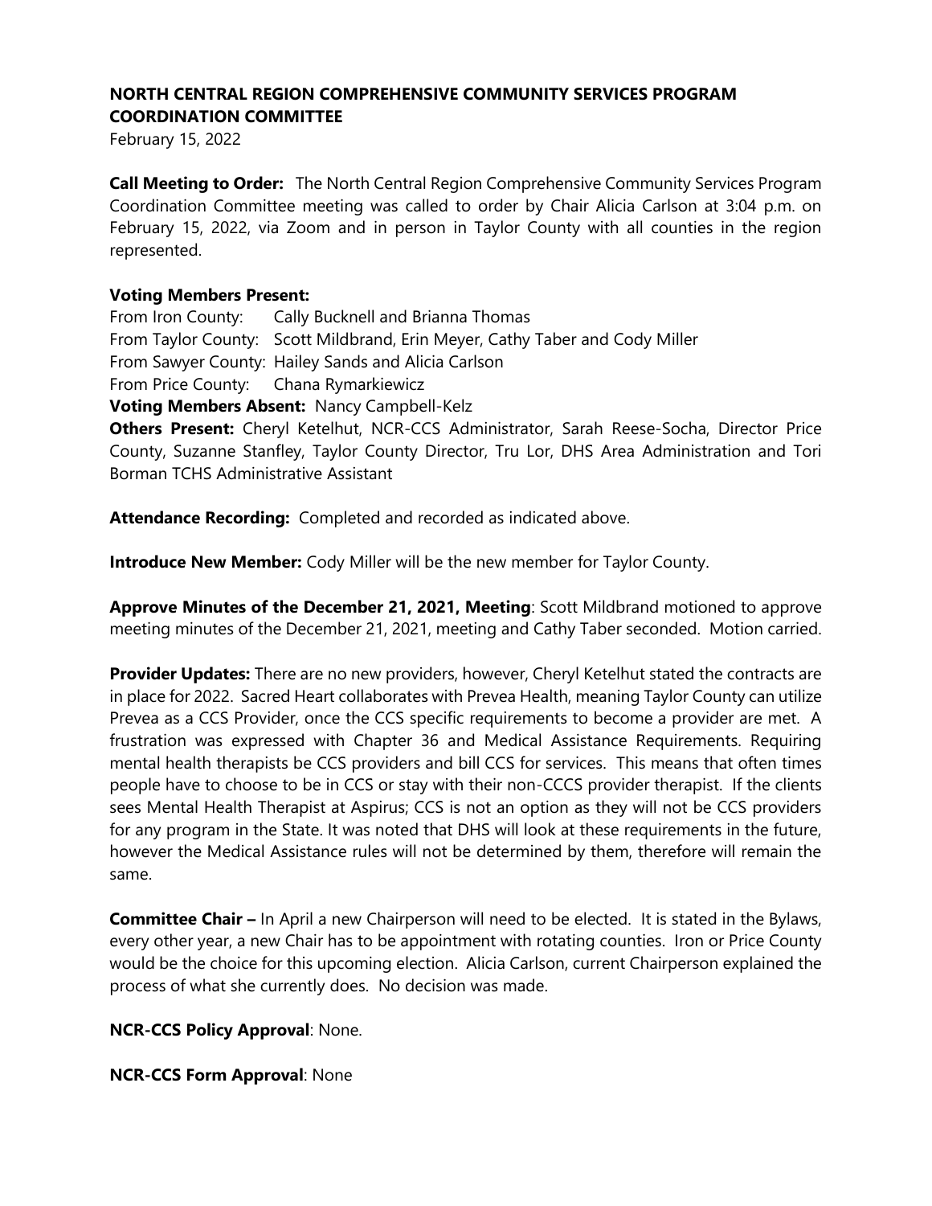**NORTH CENTRAL REGION COMPREHENSIVE COMMUNITY SERVICES PROGRAM COORDINATION COMMITTEE**

February 15, 2022

**Call Meeting to Order:** The North Central Region Comprehensive Community Services Program Coordination Committee meeting was called to order by Chair Alicia Carlson at 3:04 p.m. on February 15, 2022, via Zoom and in person in Taylor County with all counties in the region represented.

**Voting Members Present:**
From Iron County: Cally Bucknell and Brianna Thomas
From Taylor County: Scott Mildbrand, Erin Meyer, Cathy Taber and Cody Miller
From Sawyer County: Hailey Sands and Alicia Carlson
From Price County: Chana Rymarkiewicz
**Voting Members Absent:** Nancy Campbell-Kelz
**Others Present:** Cheryl Ketelhut, NCR-CCS Administrator, Sarah Reese-Socha, Director Price County, Suzanne Stanfley, Taylor County Director, Tru Lor, DHS Area Administration and Tori Borman TCHS Administrative Assistant

**Attendance Recording:** Completed and recorded as indicated above.

**Introduce New Member:** Cody Miller will be the new member for Taylor County.

**Approve Minutes of the December 21, 2021, Meeting**: Scott Mildbrand motioned to approve meeting minutes of the December 21, 2021, meeting and Cathy Taber seconded. Motion carried.

**Provider Updates:** There are no new providers, however, Cheryl Ketelhut stated the contracts are in place for 2022. Sacred Heart collaborates with Prevea Health, meaning Taylor County can utilize Prevea as a CCS Provider, once the CCS specific requirements to become a provider are met. A frustration was expressed with Chapter 36 and Medical Assistance Requirements. Requiring mental health therapists be CCS providers and bill CCS for services. This means that often times people have to choose to be in CCS or stay with their non-CCCS provider therapist. If the clients sees Mental Health Therapist at Aspirus; CCS is not an option as they will not be CCS providers for any program in the State. It was noted that DHS will look at these requirements in the future, however the Medical Assistance rules will not be determined by them, therefore will remain the same.

**Committee Chair –** In April a new Chairperson will need to be elected. It is stated in the Bylaws, every other year, a new Chair has to be appointment with rotating counties. Iron or Price County would be the choice for this upcoming election. Alicia Carlson, current Chairperson explained the process of what she currently does. No decision was made.

**NCR-CCS Policy Approval**: None.

**NCR-CCS Form Approval**: None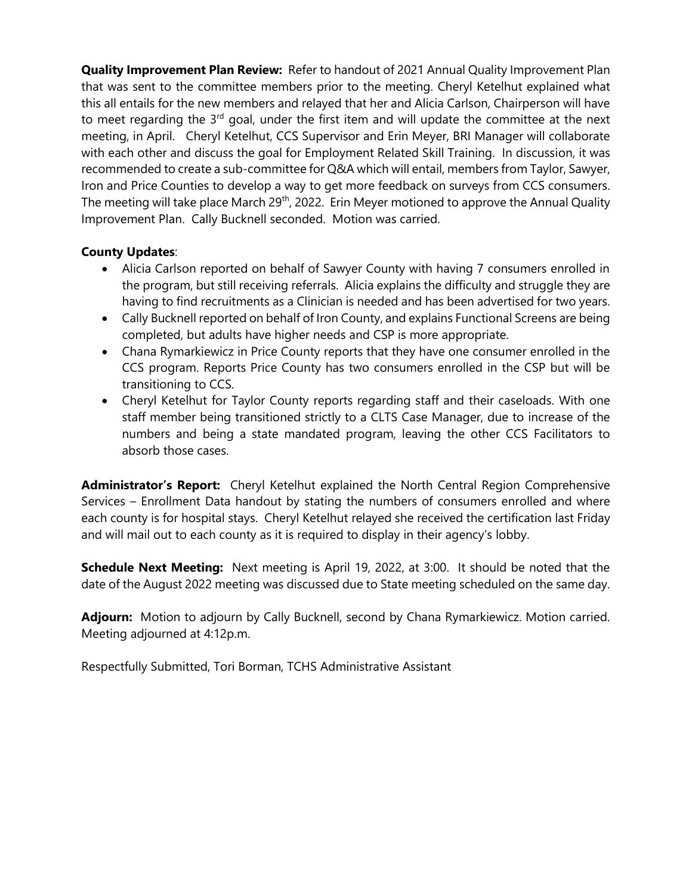**Quality Improvement Plan Review:** Refer to handout of 2021 Annual Quality Improvement Plan that was sent to the committee members prior to the meeting. Cheryl Ketelhut explained what this all entails for the new members and relayed that her and Alicia Carlson, Chairperson will have to meet regarding the 3rd goal, under the first item and will update the committee at the next meeting, in April. Cheryl Ketelhut, CCS Supervisor and Erin Meyer, BRI Manager will collaborate with each other and discuss the goal for Employment Related Skill Training. In discussion, it was recommended to create a sub-committee for Q&A which will entail, members from Taylor, Sawyer, Iron and Price Counties to develop a way to get more feedback on surveys from CCS consumers. The meeting will take place March 29th, 2022. Erin Meyer motioned to approve the Annual Quality Improvement Plan. Cally Bucknell seconded. Motion was carried.

**County Updates**:

- Alicia Carlson reported on behalf of Sawyer County with having 7 consumers enrolled in the program, but still receiving referrals. Alicia explains the difficulty and struggle they are having to find recruitments as a Clinician is needed and has been advertised for two years.
- Cally Bucknell reported on behalf of Iron County, and explains Functional Screens are being completed, but adults have higher needs and CSP is more appropriate.
- Chana Rymarkiewicz in Price County reports that they have one consumer enrolled in the CCS program. Reports Price County has two consumers enrolled in the CSP but will be transitioning to CCS.
- Cheryl Ketelhut for Taylor County reports regarding staff and their caseloads. With one staff member being transitioned strictly to a CLTS Case Manager, due to increase of the numbers and being a state mandated program, leaving the other CCS Facilitators to absorb those cases.

**Administrator's Report:** Cheryl Ketelhut explained the North Central Region Comprehensive Services – Enrollment Data handout by stating the numbers of consumers enrolled and where each county is for hospital stays. Cheryl Ketelhut relayed she received the certification last Friday and will mail out to each county as it is required to display in their agency's lobby.

**Schedule Next Meeting:** Next meeting is April 19, 2022, at 3:00. It should be noted that the date of the August 2022 meeting was discussed due to State meeting scheduled on the same day.

**Adjourn:** Motion to adjourn by Cally Bucknell, second by Chana Rymarkiewicz. Motion carried. Meeting adjourned at 4:12p.m.

Respectfully Submitted, Tori Borman, TCHS Administrative Assistant